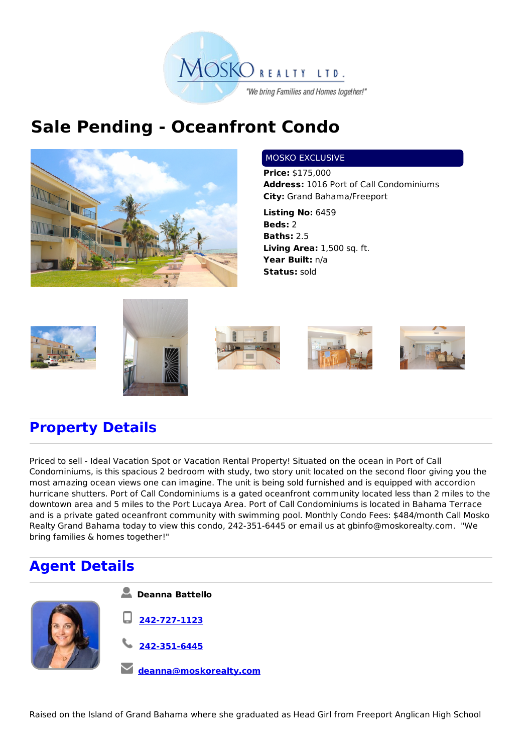MOSKO REALTY LTD.

*"We bring Families and Homes together!"*

# Sale Pending - Oceanfront Condo

MOSKO EXCLUSIVE

**Price:** $175,000
**Address:** 1016 Port of Call Condominiums
**City:** Grand Bahama/Freeport

**Listing No:** 6459
**Beds:** 2
**Baths:** 2.5
**Living Area:** 1,500 sq. ft.
**Year Built:** n/a
**Status:** sold

## Property Details

Priced to sell - Ideal Vacation Spot or Vacation Rental Property! Situated on the ocean in Port of Call Condominiums, is this spacious 2 bedroom with study, two story unit located on the second floor giving you the most amazing ocean views one can imagine. The unit is being sold furnished and is equipped with accordion hurricane shutters. Port of Call Condominiums is a gated oceanfront community located less than 2 miles to the downtown area and 5 miles to the Port Lucaya Area. Port of Call Condominiums is located in Bahama Terrace and is a private gated oceanfront community with swimming pool. Monthly Condo Fees: $484/month Call Mosko Realty Grand Bahama today to view this condo, 242-351-6445 or email us at gbinfo@moskorealty.com. "We bring families & homes together!"

## Agent Details

**Deanna Battello**

242-727-1123

242-351-6445

deanna@moskorealty.com

Raised on the Island of Grand Bahama where she graduated as Head Girl from Freeport Anglican High School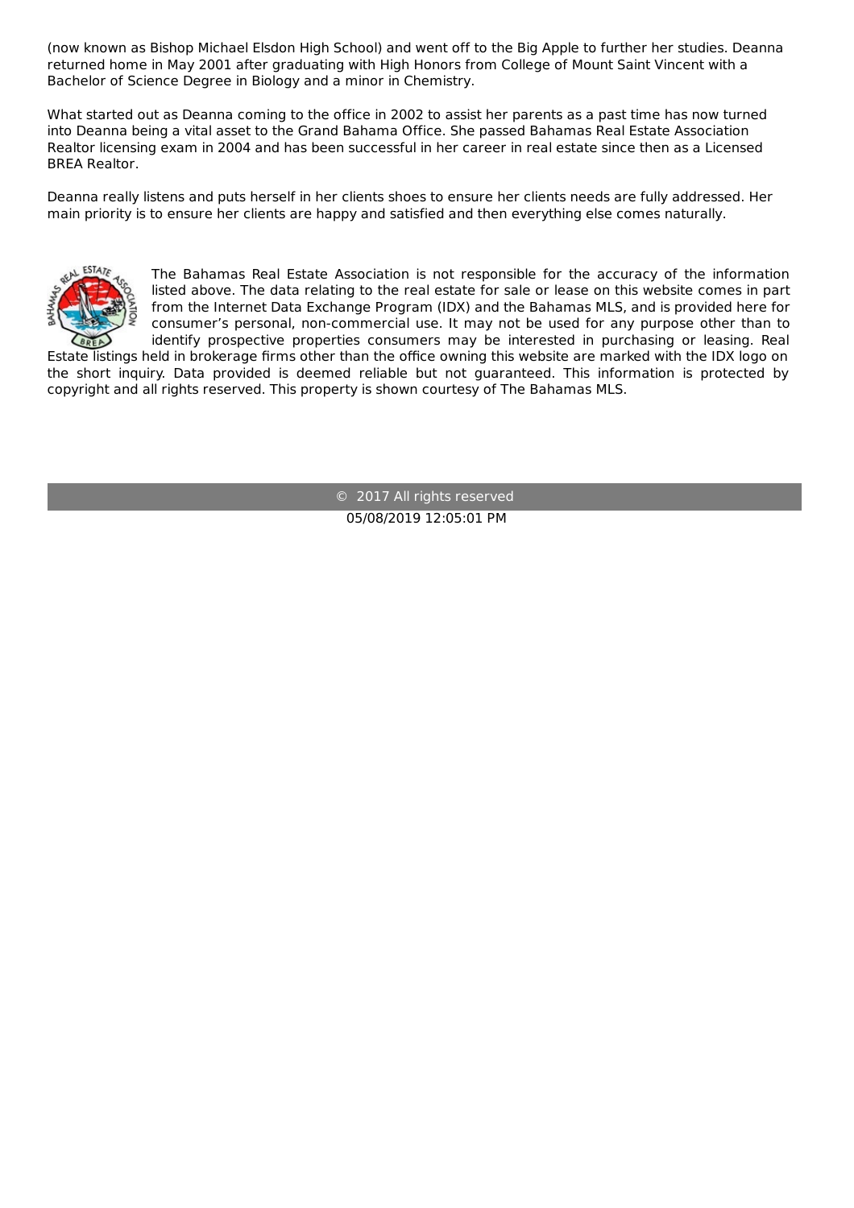(now known as Bishop Michael Elsdon High School) and went off to the Big Apple to further her studies. Deanna returned home in May 2001 after graduating with High Honors from College of Mount Saint Vincent with a Bachelor of Science Degree in Biology and a minor in Chemistry.

What started out as Deanna coming to the office in 2002 to assist her parents as a past time has now turned into Deanna being a vital asset to the Grand Bahama Office. She passed Bahamas Real Estate Association Realtor licensing exam in 2004 and has been successful in her career in real estate since then as a Licensed BREA Realtor.

Deanna really listens and puts herself in her clients shoes to ensure her clients needs are fully addressed. Her main priority is to ensure her clients are happy and satisfied and then everything else comes naturally.

The Bahamas Real Estate Association is not responsible for the accuracy of the information listed above. The data relating to the real estate for sale or lease on this website comes in part from the Internet Data Exchange Program (IDX) and the Bahamas MLS, and is provided here for consumer's personal, non-commercial use. It may not be used for any purpose other than to identify prospective properties consumers may be interested in purchasing or leasing. Real Estate listings held in brokerage firms other than the office owning this website are marked with the IDX logo on the short inquiry. Data provided is deemed reliable but not guaranteed. This information is protected by copyright and all rights reserved. This property is shown courtesy of The Bahamas MLS.

© 2017 All rights reserved

05/08/2019 12:05:01 PM